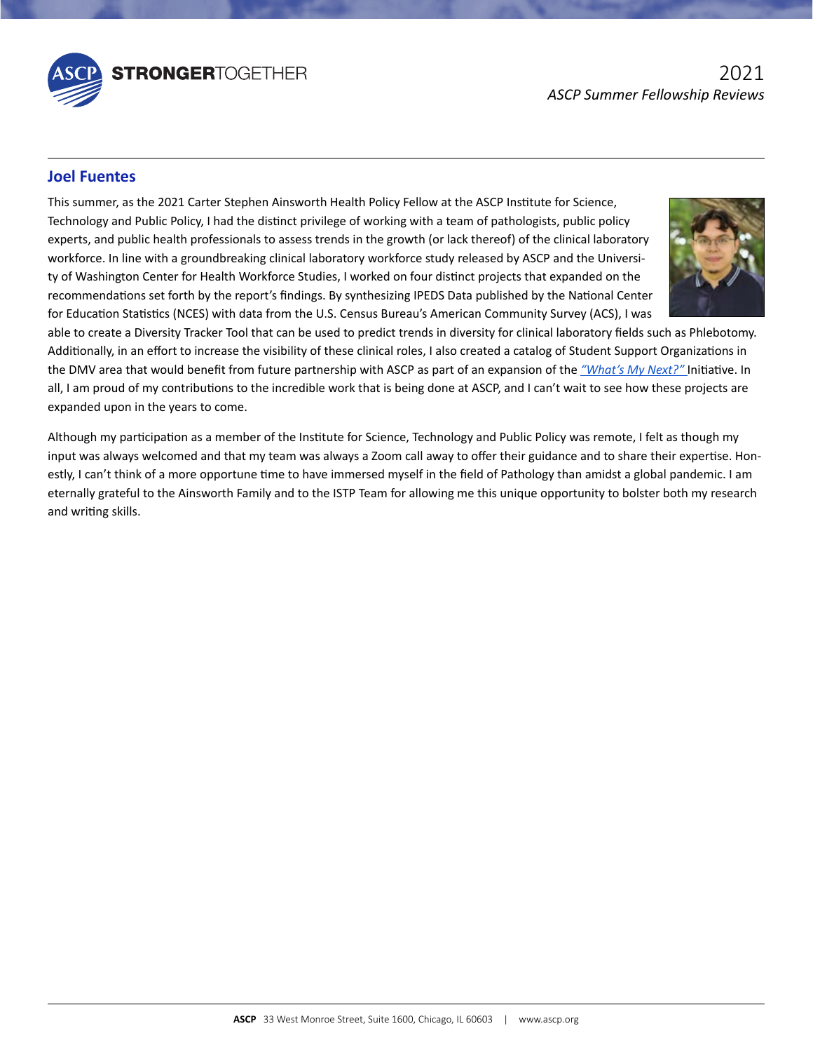2021
*ASCP Summer Fellowship Reviews*

## Joel Fuentes

This summer, as the 2021 Carter Stephen Ainsworth Health Policy Fellow at the ASCP Institute for Science, Technology and Public Policy, I had the distinct privilege of working with a team of pathologists, public policy experts, and public health professionals to assess trends in the growth (or lack thereof) of the clinical laboratory workforce. In line with a groundbreaking clinical laboratory workforce study released by ASCP and the University of Washington Center for Health Workforce Studies, I worked on four distinct projects that expanded on the recommendations set forth by the report's findings. By synthesizing IPEDS Data published by the National Center for Education Statistics (NCES) with data from the U.S. Census Bureau's American Community Survey (ACS), I was able to create a Diversity Tracker Tool that can be used to predict trends in diversity for clinical laboratory fields such as Phlebotomy. Additionally, in an effort to increase the visibility of these clinical roles, I also created a catalog of Student Support Organizations in the DMV area that would benefit from future partnership with ASCP as part of an expansion of the *"What's My Next?"* Initiative. In all, I am proud of my contributions to the incredible work that is being done at ASCP, and I can't wait to see how these projects are expanded upon in the years to come.

Although my participation as a member of the Institute for Science, Technology and Public Policy was remote, I felt as though my input was always welcomed and that my team was always a Zoom call away to offer their guidance and to share their expertise. Honestly, I can't think of a more opportune time to have immersed myself in the field of Pathology than amidst a global pandemic. I am eternally grateful to the Ainsworth Family and to the ISTP Team for allowing me this unique opportunity to bolster both my research and writing skills.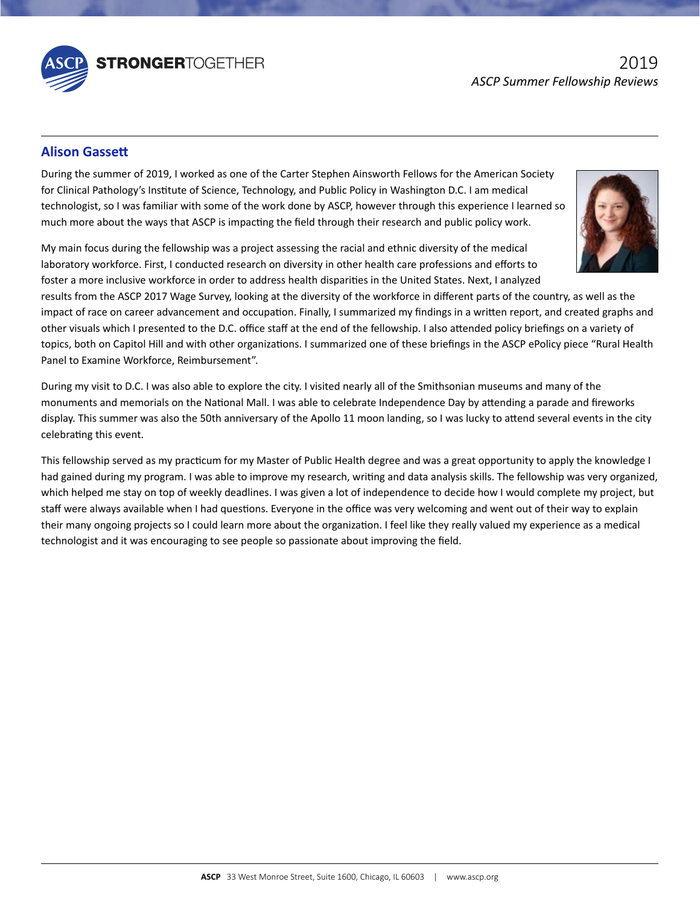## Alison Gassett

During the summer of 2019, I worked as one of the Carter Stephen Ainsworth Fellows for the American Society for Clinical Pathology's Institute of Science, Technology, and Public Policy in Washington D.C. I am medical technologist, so I was familiar with some of the work done by ASCP, however through this experience I learned so much more about the ways that ASCP is impacting the field through their research and public policy work.

My main focus during the fellowship was a project assessing the racial and ethnic diversity of the medical laboratory workforce. First, I conducted research on diversity in other health care professions and efforts to foster a more inclusive workforce in order to address health disparities in the United States. Next, I analyzed results from the ASCP 2017 Wage Survey, looking at the diversity of the workforce in different parts of the country, as well as the impact of race on career advancement and occupation. Finally, I summarized my findings in a written report, and created graphs and other visuals which I presented to the D.C. office staff at the end of the fellowship. I also attended policy briefings on a variety of topics, both on Capitol Hill and with other organizations. I summarized one of these briefings in the ASCP ePolicy piece "Rural Health Panel to Examine Workforce, Reimbursement".

During my visit to D.C. I was also able to explore the city. I visited nearly all of the Smithsonian museums and many of the monuments and memorials on the National Mall. I was able to celebrate Independence Day by attending a parade and fireworks display. This summer was also the 50th anniversary of the Apollo 11 moon landing, so I was lucky to attend several events in the city celebrating this event.

This fellowship served as my practicum for my Master of Public Health degree and was a great opportunity to apply the knowledge I had gained during my program. I was able to improve my research, writing and data analysis skills. The fellowship was very organized, which helped me stay on top of weekly deadlines. I was given a lot of independence to decide how I would complete my project, but staff were always available when I had questions. Everyone in the office was very welcoming and went out of their way to explain their many ongoing projects so I could learn more about the organization. I feel like they really valued my experience as a medical technologist and it was encouraging to see people so passionate about improving the field.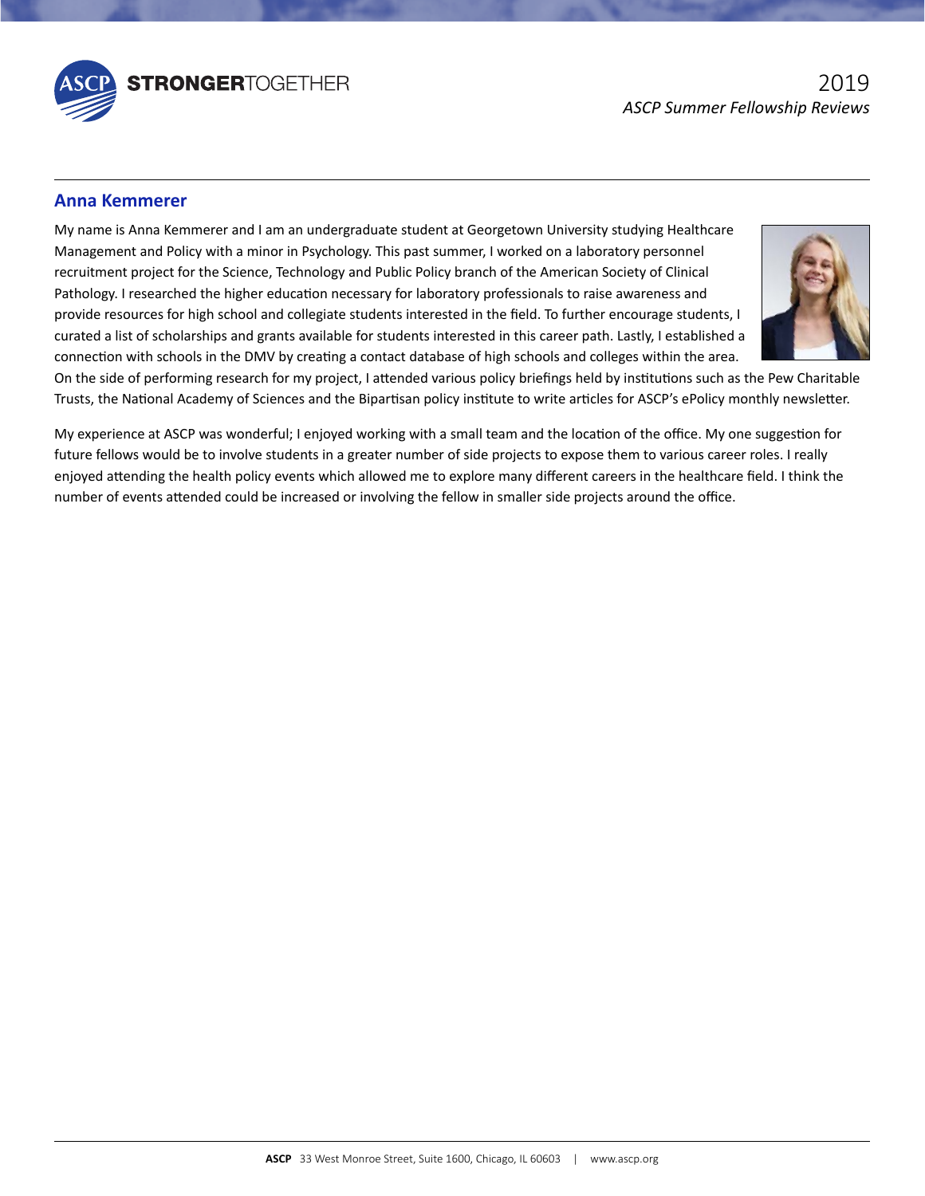## Anna Kemmerer

My name is Anna Kemmerer and I am an undergraduate student at Georgetown University studying Healthcare Management and Policy with a minor in Psychology. This past summer, I worked on a laboratory personnel recruitment project for the Science, Technology and Public Policy branch of the American Society of Clinical Pathology. I researched the higher education necessary for laboratory professionals to raise awareness and provide resources for high school and collegiate students interested in the field. To further encourage students, I curated a list of scholarships and grants available for students interested in this career path. Lastly, I established a connection with schools in the DMV by creating a contact database of high schools and colleges within the area. On the side of performing research for my project, I attended various policy briefings held by institutions such as the Pew Charitable Trusts, the National Academy of Sciences and the Bipartisan policy institute to write articles for ASCP's ePolicy monthly newsletter.

My experience at ASCP was wonderful; I enjoyed working with a small team and the location of the office. My one suggestion for future fellows would be to involve students in a greater number of side projects to expose them to various career roles. I really enjoyed attending the health policy events which allowed me to explore many different careers in the healthcare field. I think the number of events attended could be increased or involving the fellow in smaller side projects around the office.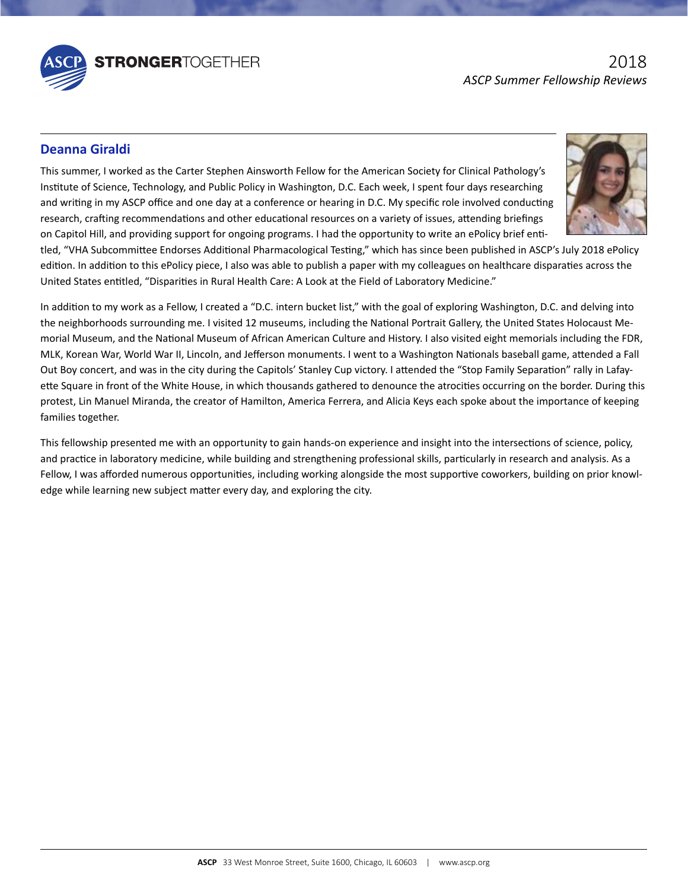## Deanna Giraldi

This summer, I worked as the Carter Stephen Ainsworth Fellow for the American Society for Clinical Pathology's Institute of Science, Technology, and Public Policy in Washington, D.C. Each week, I spent four days researching and writing in my ASCP office and one day at a conference or hearing in D.C. My specific role involved conducting research, crafting recommendations and other educational resources on a variety of issues, attending briefings on Capitol Hill, and providing support for ongoing programs. I had the opportunity to write an ePolicy brief entitled, "VHA Subcommittee Endorses Additional Pharmacological Testing," which has since been published in ASCP's July 2018 ePolicy edition. In addition to this ePolicy piece, I also was able to publish a paper with my colleagues on healthcare disparaties across the United States entitled, "Disparities in Rural Health Care: A Look at the Field of Laboratory Medicine."

In addition to my work as a Fellow, I created a "D.C. intern bucket list," with the goal of exploring Washington, D.C. and delving into the neighborhoods surrounding me. I visited 12 museums, including the National Portrait Gallery, the United States Holocaust Memorial Museum, and the National Museum of African American Culture and History. I also visited eight memorials including the FDR, MLK, Korean War, World War II, Lincoln, and Jefferson monuments. I went to a Washington Nationals baseball game, attended a Fall Out Boy concert, and was in the city during the Capitols' Stanley Cup victory. I attended the "Stop Family Separation" rally in Lafayette Square in front of the White House, in which thousands gathered to denounce the atrocities occurring on the border. During this protest, Lin Manuel Miranda, the creator of Hamilton, America Ferrera, and Alicia Keys each spoke about the importance of keeping families together.

This fellowship presented me with an opportunity to gain hands-on experience and insight into the intersections of science, policy, and practice in laboratory medicine, while building and strengthening professional skills, particularly in research and analysis. As a Fellow, I was afforded numerous opportunities, including working alongside the most supportive coworkers, building on prior knowledge while learning new subject matter every day, and exploring the city.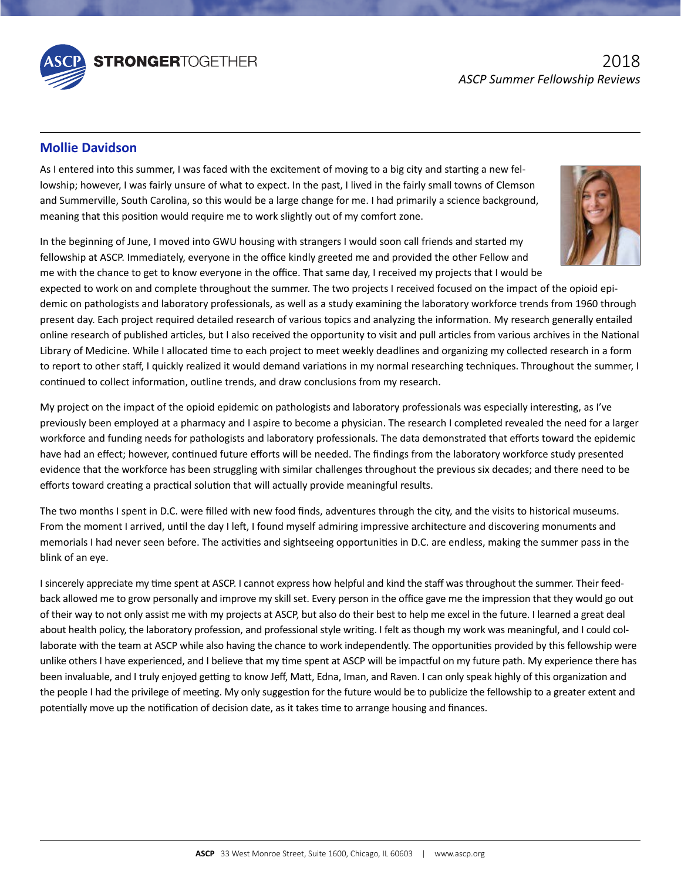## Mollie Davidson

As I entered into this summer, I was faced with the excitement of moving to a big city and starting a new fellowship; however, I was fairly unsure of what to expect. In the past, I lived in the fairly small towns of Clemson and Summerville, South Carolina, so this would be a large change for me. I had primarily a science background, meaning that this position would require me to work slightly out of my comfort zone.

In the beginning of June, I moved into GWU housing with strangers I would soon call friends and started my fellowship at ASCP. Immediately, everyone in the office kindly greeted me and provided the other Fellow and me with the chance to get to know everyone in the office. That same day, I received my projects that I would be expected to work on and complete throughout the summer. The two projects I received focused on the impact of the opioid epidemic on pathologists and laboratory professionals, as well as a study examining the laboratory workforce trends from 1960 through present day. Each project required detailed research of various topics and analyzing the information. My research generally entailed online research of published articles, but I also received the opportunity to visit and pull articles from various archives in the National Library of Medicine. While I allocated time to each project to meet weekly deadlines and organizing my collected research in a form to report to other staff, I quickly realized it would demand variations in my normal researching techniques. Throughout the summer, I continued to collect information, outline trends, and draw conclusions from my research.

My project on the impact of the opioid epidemic on pathologists and laboratory professionals was especially interesting, as I've previously been employed at a pharmacy and I aspire to become a physician. The research I completed revealed the need for a larger workforce and funding needs for pathologists and laboratory professionals. The data demonstrated that efforts toward the epidemic have had an effect; however, continued future efforts will be needed. The findings from the laboratory workforce study presented evidence that the workforce has been struggling with similar challenges throughout the previous six decades; and there need to be efforts toward creating a practical solution that will actually provide meaningful results.

The two months I spent in D.C. were filled with new food finds, adventures through the city, and the visits to historical museums. From the moment I arrived, until the day I left, I found myself admiring impressive architecture and discovering monuments and memorials I had never seen before. The activities and sightseeing opportunities in D.C. are endless, making the summer pass in the blink of an eye.

I sincerely appreciate my time spent at ASCP. I cannot express how helpful and kind the staff was throughout the summer. Their feedback allowed me to grow personally and improve my skill set. Every person in the office gave me the impression that they would go out of their way to not only assist me with my projects at ASCP, but also do their best to help me excel in the future. I learned a great deal about health policy, the laboratory profession, and professional style writing. I felt as though my work was meaningful, and I could collaborate with the team at ASCP while also having the chance to work independently. The opportunities provided by this fellowship were unlike others I have experienced, and I believe that my time spent at ASCP will be impactful on my future path. My experience there has been invaluable, and I truly enjoyed getting to know Jeff, Matt, Edna, Iman, and Raven. I can only speak highly of this organization and the people I had the privilege of meeting. My only suggestion for the future would be to publicize the fellowship to a greater extent and potentially move up the notification of decision date, as it takes time to arrange housing and finances.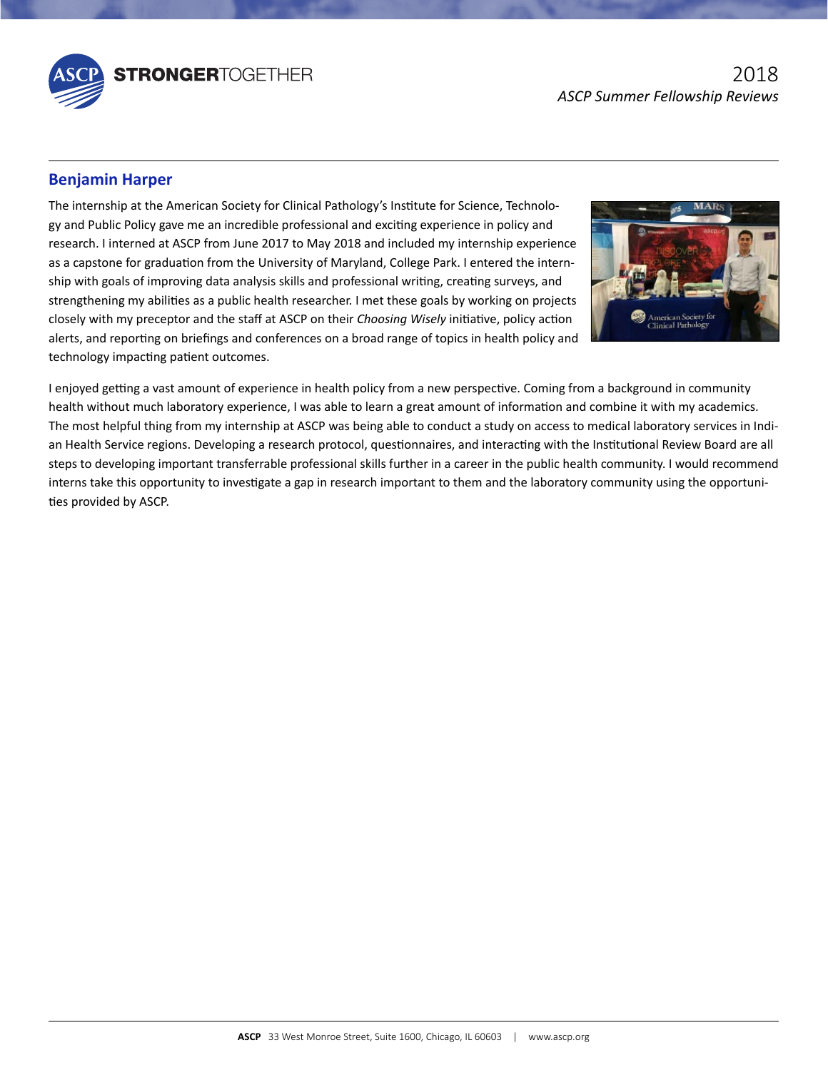## Benjamin Harper

The internship at the American Society for Clinical Pathology's Institute for Science, Technology and Public Policy gave me an incredible professional and exciting experience in policy and research. I interned at ASCP from June 2017 to May 2018 and included my internship experience as a capstone for graduation from the University of Maryland, College Park. I entered the internship with goals of improving data analysis skills and professional writing, creating surveys, and strengthening my abilities as a public health researcher. I met these goals by working on projects closely with my preceptor and the staff at ASCP on their *Choosing Wisely* initiative, policy action alerts, and reporting on briefings and conferences on a broad range of topics in health policy and technology impacting patient outcomes.

I enjoyed getting a vast amount of experience in health policy from a new perspective. Coming from a background in community health without much laboratory experience, I was able to learn a great amount of information and combine it with my academics. The most helpful thing from my internship at ASCP was being able to conduct a study on access to medical laboratory services in Indian Health Service regions. Developing a research protocol, questionnaires, and interacting with the Institutional Review Board are all steps to developing important transferrable professional skills further in a career in the public health community. I would recommend interns take this opportunity to investigate a gap in research important to them and the laboratory community using the opportunities provided by ASCP.